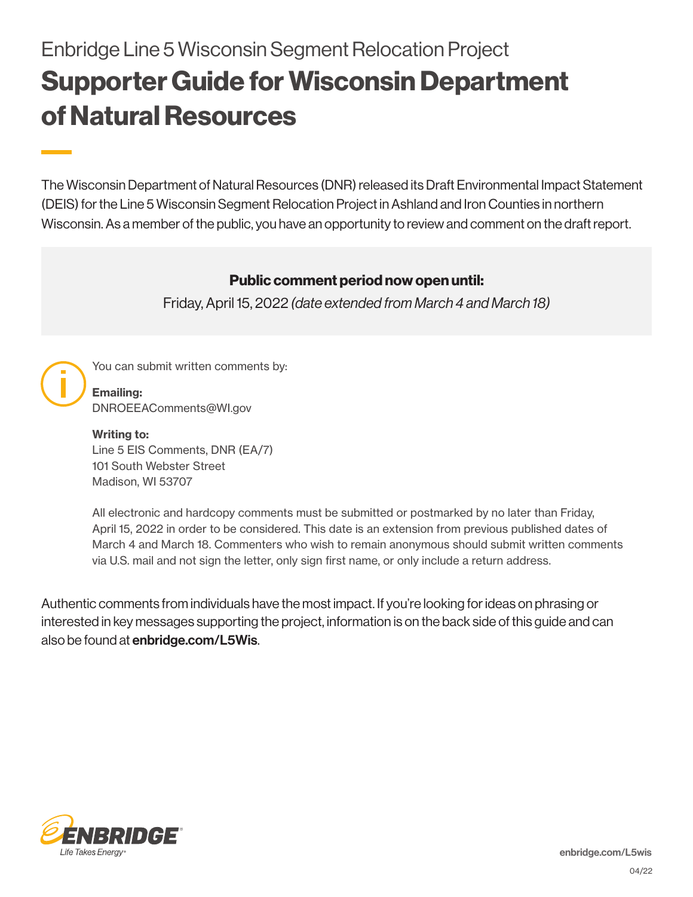Enbridge Line 5 Wisconsin Segment Relocation Project

# Supporter Guide for Wisconsin Department of Natural Resources

The Wisconsin Department of Natural Resources (DNR) released its Draft Environmental Impact Statement (DEIS) for the Line 5 Wisconsin Segment Relocation Project in Ashland and Iron Counties in northern Wisconsin. As a member of the public, you have an opportunity to review and comment on the draft report.

**Public comment period now open until:**

Friday, April 15, 2022 *(date extended from March 4 and March 18)*

You can submit written comments by:

**Emailing:**
DNROEEAComments@WI.gov

**Writing to:**
Line 5 EIS Comments, DNR (EA/7)
101 South Webster Street
Madison, WI 53707

All electronic and hardcopy comments must be submitted or postmarked by no later than Friday, April 15, 2022 in order to be considered. This date is an extension from previous published dates of March 4 and March 18. Commenters who wish to remain anonymous should submit written comments via U.S. mail and not sign the letter, only sign first name, or only include a return address.

Authentic comments from individuals have the most impact. If you're looking for ideas on phrasing or interested in key messages supporting the project, information is on the back side of this guide and can also be found at **enbridge.com/L5Wis**.

ENBRIDGE
Life Takes Energy

enbridge.com/L5wis

04/22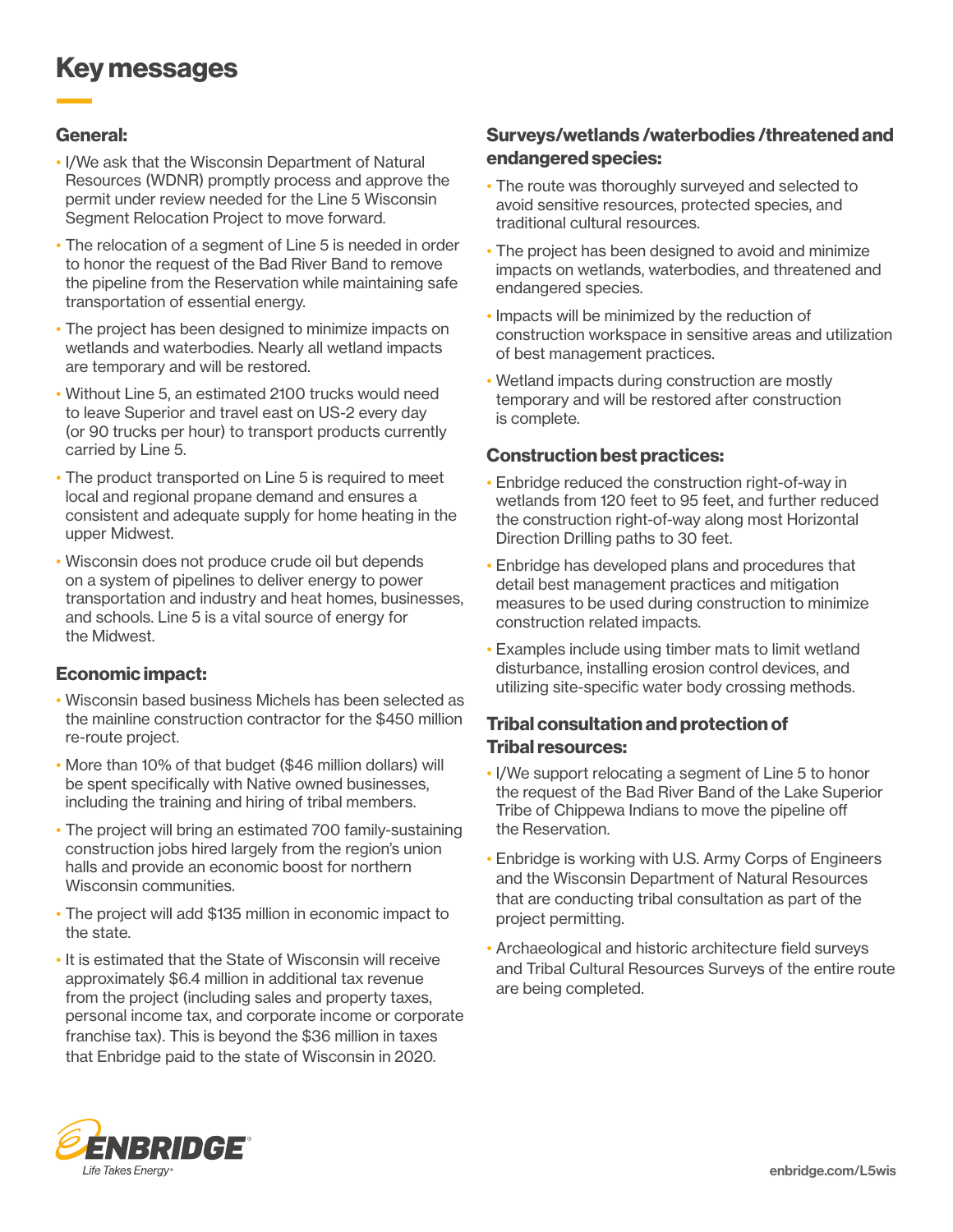# Key messages

## General:

- I/We ask that the Wisconsin Department of Natural Resources (WDNR) promptly process and approve the permit under review needed for the Line 5 Wisconsin Segment Relocation Project to move forward.
- The relocation of a segment of Line 5 is needed in order to honor the request of the Bad River Band to remove the pipeline from the Reservation while maintaining safe transportation of essential energy.
- The project has been designed to minimize impacts on wetlands and waterbodies. Nearly all wetland impacts are temporary and will be restored.
- Without Line 5, an estimated 2100 trucks would need to leave Superior and travel east on US-2 every day (or 90 trucks per hour) to transport products currently carried by Line 5.
- The product transported on Line 5 is required to meet local and regional propane demand and ensures a consistent and adequate supply for home heating in the upper Midwest.
- Wisconsin does not produce crude oil but depends on a system of pipelines to deliver energy to power transportation and industry and heat homes, businesses, and schools. Line 5 is a vital source of energy for the Midwest.

## Economic impact:

- Wisconsin based business Michels has been selected as the mainline construction contractor for the $450 million re-route project.
- More than 10% of that budget ($46 million dollars) will be spent specifically with Native owned businesses, including the training and hiring of tribal members.
- The project will bring an estimated 700 family-sustaining construction jobs hired largely from the region's union halls and provide an economic boost for northern Wisconsin communities.
- The project will add $135 million in economic impact to the state.
- It is estimated that the State of Wisconsin will receive approximately $6.4 million in additional tax revenue from the project (including sales and property taxes, personal income tax, and corporate income or corporate franchise tax). This is beyond the $36 million in taxes that Enbridge paid to the state of Wisconsin in 2020.

## Surveys/wetlands /waterbodies /threatened and endangered species:

- The route was thoroughly surveyed and selected to avoid sensitive resources, protected species, and traditional cultural resources.
- The project has been designed to avoid and minimize impacts on wetlands, waterbodies, and threatened and endangered species.
- Impacts will be minimized by the reduction of construction workspace in sensitive areas and utilization of best management practices.
- Wetland impacts during construction are mostly temporary and will be restored after construction is complete.

## Construction best practices:

- Enbridge reduced the construction right-of-way in wetlands from 120 feet to 95 feet, and further reduced the construction right-of-way along most Horizontal Direction Drilling paths to 30 feet.
- Enbridge has developed plans and procedures that detail best management practices and mitigation measures to be used during construction to minimize construction related impacts.
- Examples include using timber mats to limit wetland disturbance, installing erosion control devices, and utilizing site-specific water body crossing methods.

## Tribal consultation and protection of Tribal resources:

- I/We support relocating a segment of Line 5 to honor the request of the Bad River Band of the Lake Superior Tribe of Chippewa Indians to move the pipeline off the Reservation.
- Enbridge is working with U.S. Army Corps of Engineers and the Wisconsin Department of Natural Resources that are conducting tribal consultation as part of the project permitting.
- Archaeological and historic architecture field surveys and Tribal Cultural Resources Surveys of the entire route are being completed.

ENBRIDGE
Life Takes Energy

enbridge.com/L5wis